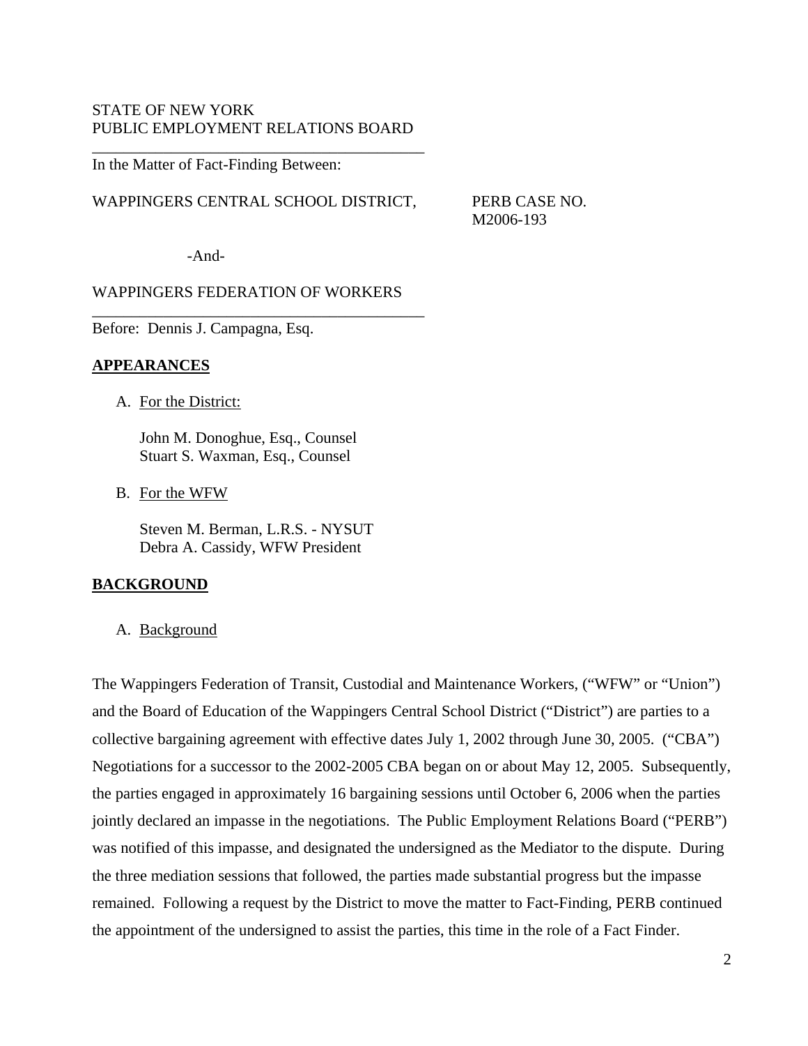STATE OF NEW YORK
PUBLIC EMPLOYMENT RELATIONS BOARD

---

In the Matter of Fact-Finding Between:

WAPPINGERS CENTRAL SCHOOL DISTRICT, PERB CASE NO. M2006-193

-And-

WAPPINGERS FEDERATION OF WORKERS

---

Before: Dennis J. Campagna, Esq.

## APPEARANCES

A. For the District:

John M. Donoghue, Esq., Counsel
Stuart S. Waxman, Esq., Counsel

B. For the WFW

Steven M. Berman, L.R.S. - NYSUT
Debra A. Cassidy, WFW President

## BACKGROUND

A. Background

The Wappingers Federation of Transit, Custodial and Maintenance Workers, ("WFW" or "Union") and the Board of Education of the Wappingers Central School District ("District") are parties to a collective bargaining agreement with effective dates July 1, 2002 through June 30, 2005. ("CBA") Negotiations for a successor to the 2002-2005 CBA began on or about May 12, 2005. Subsequently, the parties engaged in approximately 16 bargaining sessions until October 6, 2006 when the parties jointly declared an impasse in the negotiations. The Public Employment Relations Board ("PERB") was notified of this impasse, and designated the undersigned as the Mediator to the dispute. During the three mediation sessions that followed, the parties made substantial progress but the impasse remained. Following a request by the District to move the matter to Fact-Finding, PERB continued the appointment of the undersigned to assist the parties, this time in the role of a Fact Finder.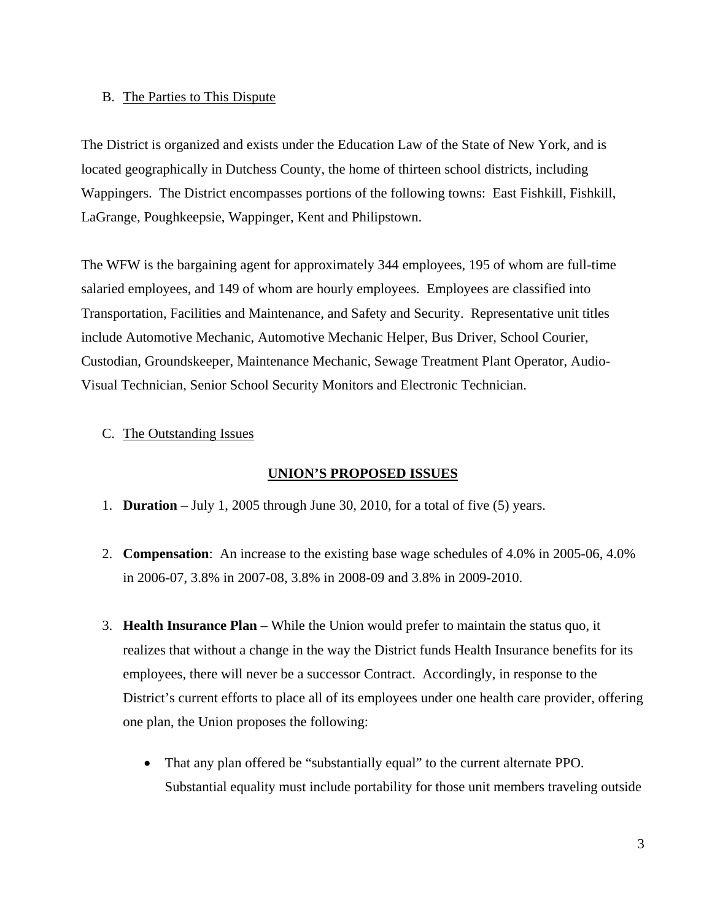B. The Parties to This Dispute

The District is organized and exists under the Education Law of the State of New York, and is located geographically in Dutchess County, the home of thirteen school districts, including Wappingers. The District encompasses portions of the following towns: East Fishkill, Fishkill, LaGrange, Poughkeepsie, Wappinger, Kent and Philipstown.

The WFW is the bargaining agent for approximately 344 employees, 195 of whom are full-time salaried employees, and 149 of whom are hourly employees. Employees are classified into Transportation, Facilities and Maintenance, and Safety and Security. Representative unit titles include Automotive Mechanic, Automotive Mechanic Helper, Bus Driver, School Courier, Custodian, Groundskeeper, Maintenance Mechanic, Sewage Treatment Plant Operator, Audio-Visual Technician, Senior School Security Monitors and Electronic Technician.

C. The Outstanding Issues

**UNION'S PROPOSED ISSUES**

1. **Duration** – July 1, 2005 through June 30, 2010, for a total of five (5) years.

2. **Compensation**: An increase to the existing base wage schedules of 4.0% in 2005-06, 4.0% in 2006-07, 3.8% in 2007-08, 3.8% in 2008-09 and 3.8% in 2009-2010.

3. **Health Insurance Plan** – While the Union would prefer to maintain the status quo, it realizes that without a change in the way the District funds Health Insurance benefits for its employees, there will never be a successor Contract. Accordingly, in response to the District's current efforts to place all of its employees under one health care provider, offering one plan, the Union proposes the following:

   - That any plan offered be "substantially equal" to the current alternate PPO. Substantial equality must include portability for those unit members traveling outside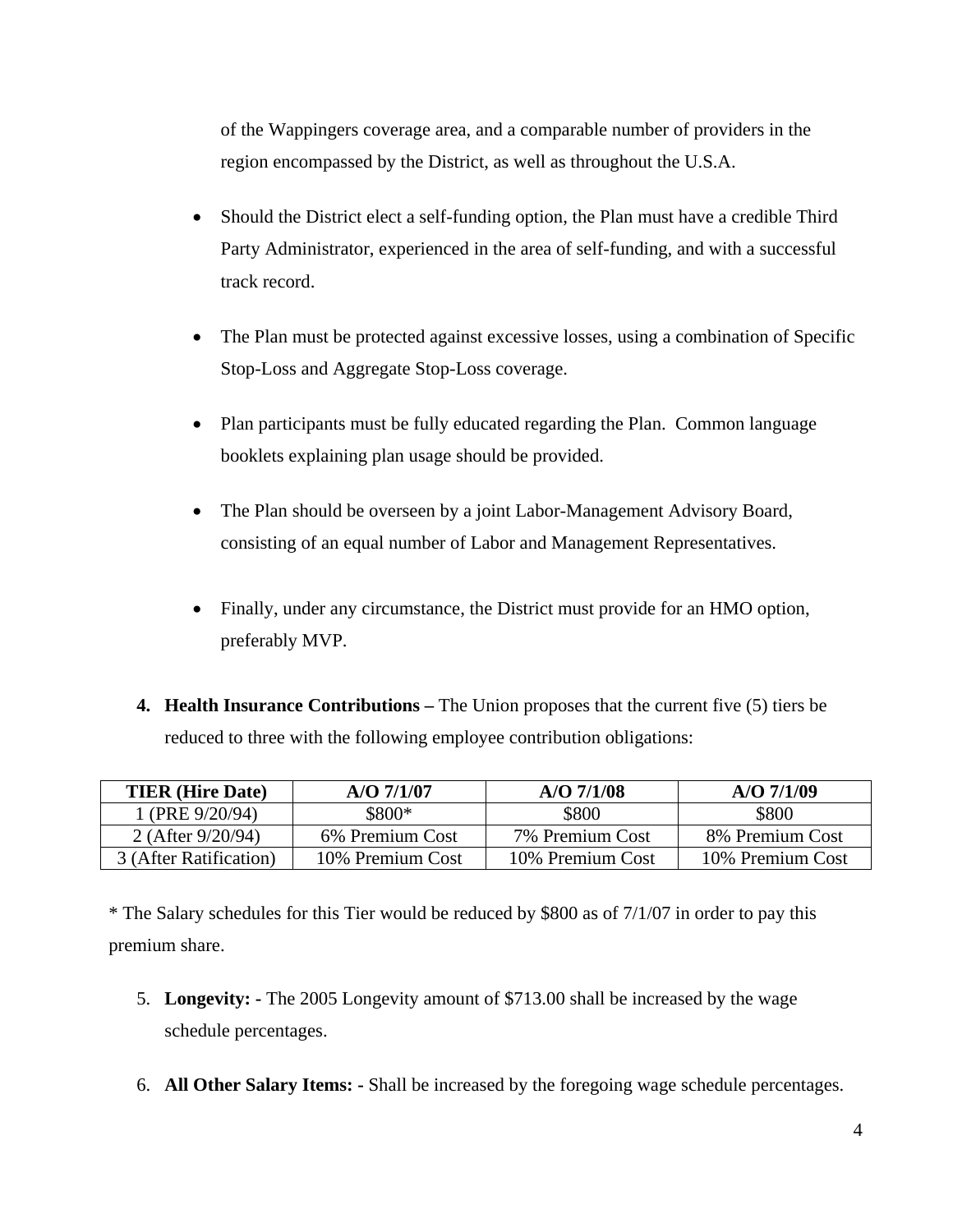of the Wappingers coverage area, and a comparable number of providers in the region encompassed by the District, as well as throughout the U.S.A.

- Should the District elect a self-funding option, the Plan must have a credible Third Party Administrator, experienced in the area of self-funding, and with a successful track record.

- The Plan must be protected against excessive losses, using a combination of Specific Stop-Loss and Aggregate Stop-Loss coverage.

- Plan participants must be fully educated regarding the Plan. Common language booklets explaining plan usage should be provided.

- The Plan should be overseen by a joint Labor-Management Advisory Board, consisting of an equal number of Labor and Management Representatives.

- Finally, under any circumstance, the District must provide for an HMO option, preferably MVP.

4. **Health Insurance Contributions –** The Union proposes that the current five (5) tiers be reduced to three with the following employee contribution obligations:

| TIER (Hire Date) | A/O 7/1/07 | A/O 7/1/08 | A/O 7/1/09 |
|---|---|---|---|
| 1 (PRE 9/20/94) | $800* | $800 | $800 |
| 2 (After 9/20/94) | 6% Premium Cost | 7% Premium Cost | 8% Premium Cost |
| 3 (After Ratification) | 10% Premium Cost | 10% Premium Cost | 10% Premium Cost |

* The Salary schedules for this Tier would be reduced by $800 as of 7/1/07 in order to pay this premium share.

5. **Longevity: -** The 2005 Longevity amount of $713.00 shall be increased by the wage schedule percentages.

6. **All Other Salary Items: -** Shall be increased by the foregoing wage schedule percentages.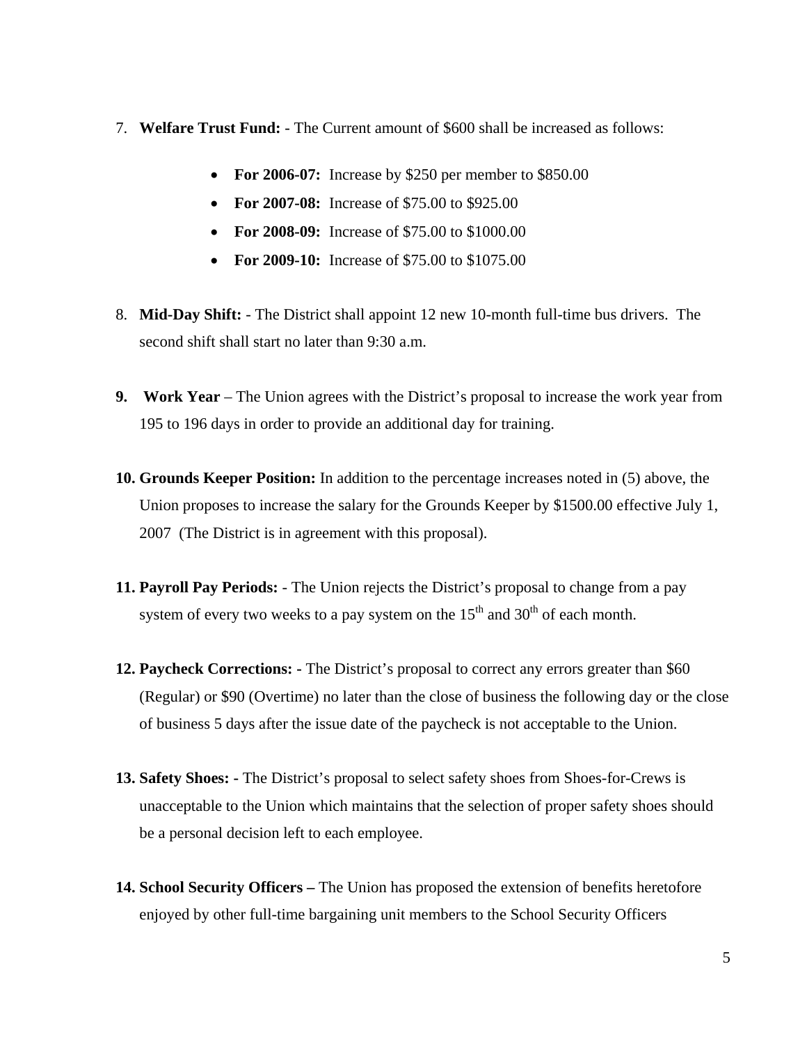7. **Welfare Trust Fund:** - The Current amount of $600 shall be increased as follows:

   - **For 2006-07:** Increase by $250 per member to $850.00
   - **For 2007-08:** Increase of $75.00 to $925.00
   - **For 2008-09:** Increase of $75.00 to $1000.00
   - **For 2009-10:** Increase of $75.00 to $1075.00

8. **Mid-Day Shift:** - The District shall appoint 12 new 10-month full-time bus drivers. The second shift shall start no later than 9:30 a.m.

9. **Work Year** – The Union agrees with the District's proposal to increase the work year from 195 to 196 days in order to provide an additional day for training.

10. **Grounds Keeper Position:** In addition to the percentage increases noted in (5) above, the Union proposes to increase the salary for the Grounds Keeper by $1500.00 effective July 1, 2007 (The District is in agreement with this proposal).

11. **Payroll Pay Periods:** - The Union rejects the District's proposal to change from a pay system of every two weeks to a pay system on the 15th and 30th of each month.

12. **Paycheck Corrections: -** The District's proposal to correct any errors greater than $60 (Regular) or $90 (Overtime) no later than the close of business the following day or the close of business 5 days after the issue date of the paycheck is not acceptable to the Union.

13. **Safety Shoes: -** The District's proposal to select safety shoes from Shoes-for-Crews is unacceptable to the Union which maintains that the selection of proper safety shoes should be a personal decision left to each employee.

14. **School Security Officers –** The Union has proposed the extension of benefits heretofore enjoyed by other full-time bargaining unit members to the School Security Officers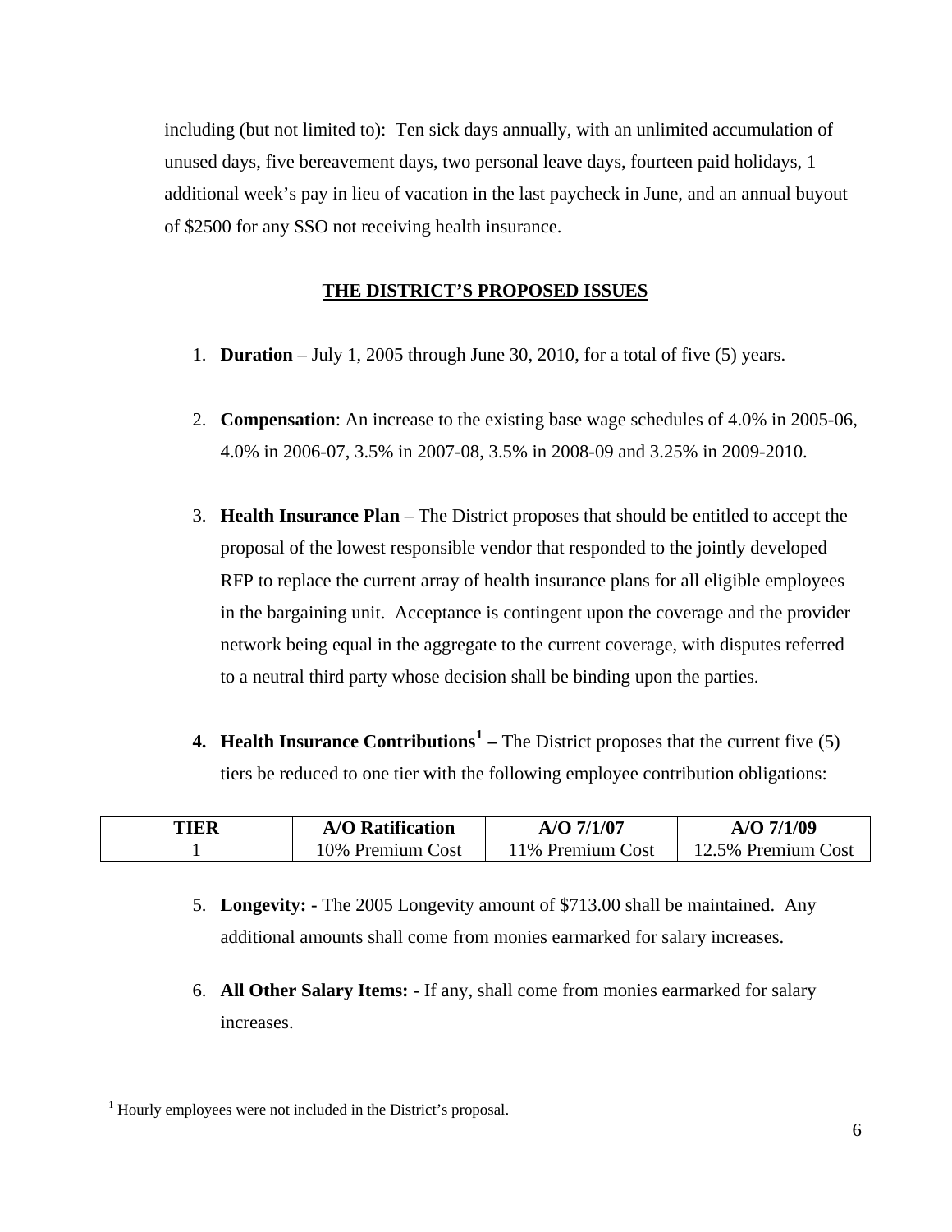including (but not limited to): Ten sick days annually, with an unlimited accumulation of unused days, five bereavement days, two personal leave days, fourteen paid holidays, 1 additional week's pay in lieu of vacation in the last paycheck in June, and an annual buyout of $2500 for any SSO not receiving health insurance.

## THE DISTRICT'S PROPOSED ISSUES

1. **Duration** – July 1, 2005 through June 30, 2010, for a total of five (5) years.

2. **Compensation**: An increase to the existing base wage schedules of 4.0% in 2005-06, 4.0% in 2006-07, 3.5% in 2007-08, 3.5% in 2008-09 and 3.25% in 2009-2010.

3. **Health Insurance Plan** – The District proposes that should be entitled to accept the proposal of the lowest responsible vendor that responded to the jointly developed RFP to replace the current array of health insurance plans for all eligible employees in the bargaining unit. Acceptance is contingent upon the coverage and the provider network being equal in the aggregate to the current coverage, with disputes referred to a neutral third party whose decision shall be binding upon the parties.

4. **Health Insurance Contributions[1] –** The District proposes that the current five (5) tiers be reduced to one tier with the following employee contribution obligations:

| TIER | A/O Ratification | A/O 7/1/07 | A/O 7/1/09 |
|---|---|---|---|
| 1 | 10% Premium Cost | 11% Premium Cost | 12.5% Premium Cost |

5. **Longevity: -** The 2005 Longevity amount of $713.00 shall be maintained. Any additional amounts shall come from monies earmarked for salary increases.

6. **All Other Salary Items: -** If any, shall come from monies earmarked for salary increases.

[1] Hourly employees were not included in the District's proposal.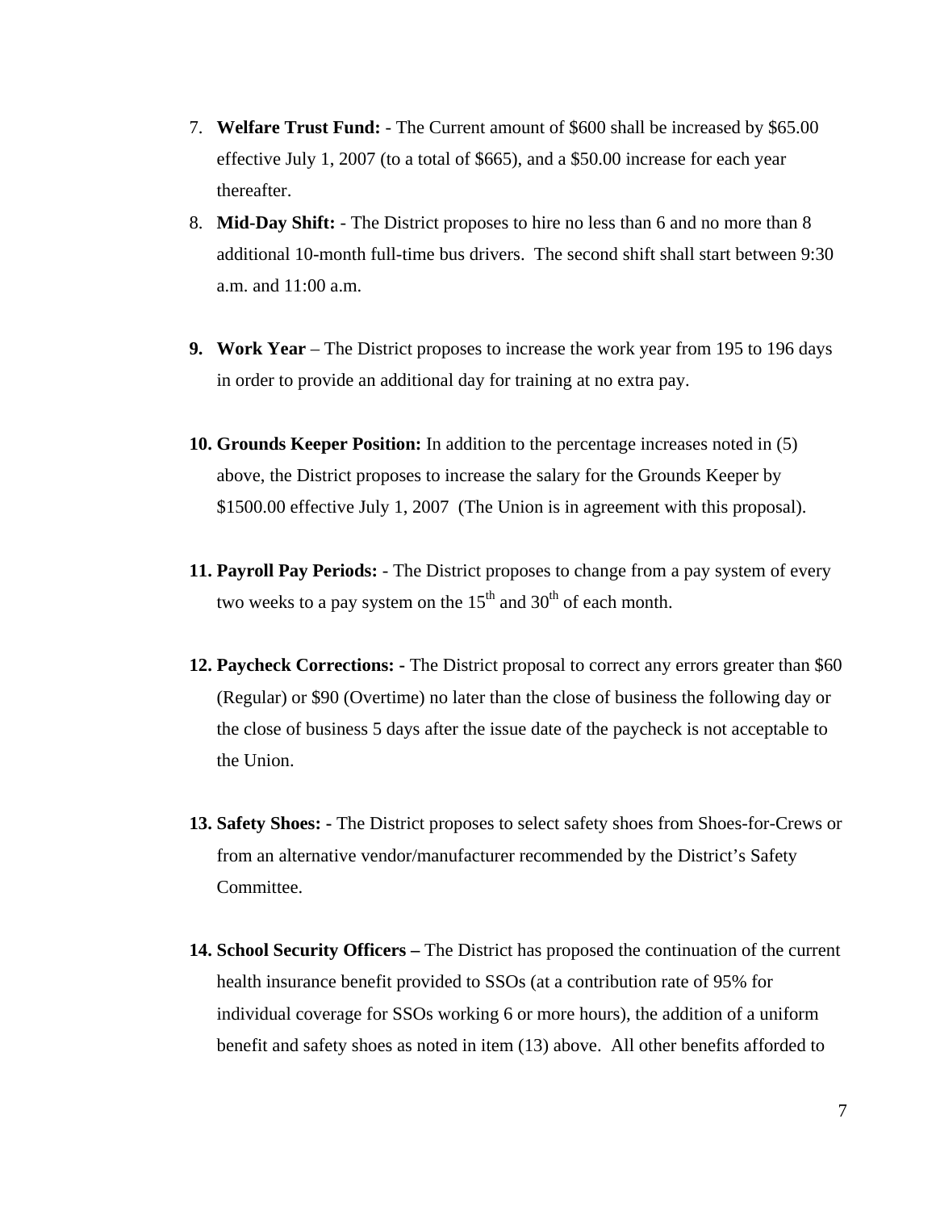7. **Welfare Trust Fund:** - The Current amount of $600 shall be increased by $65.00 effective July 1, 2007 (to a total of $665), and a $50.00 increase for each year thereafter.

8. **Mid-Day Shift:** - The District proposes to hire no less than 6 and no more than 8 additional 10-month full-time bus drivers. The second shift shall start between 9:30 a.m. and 11:00 a.m.

9. **Work Year** – The District proposes to increase the work year from 195 to 196 days in order to provide an additional day for training at no extra pay.

10. **Grounds Keeper Position:** In addition to the percentage increases noted in (5) above, the District proposes to increase the salary for the Grounds Keeper by $1500.00 effective July 1, 2007 (The Union is in agreement with this proposal).

11. **Payroll Pay Periods:** - The District proposes to change from a pay system of every two weeks to a pay system on the 15th and 30th of each month.

12. **Paycheck Corrections: -** The District proposal to correct any errors greater than $60 (Regular) or $90 (Overtime) no later than the close of business the following day or the close of business 5 days after the issue date of the paycheck is not acceptable to the Union.

13. **Safety Shoes: -** The District proposes to select safety shoes from Shoes-for-Crews or from an alternative vendor/manufacturer recommended by the District's Safety Committee.

14. **School Security Officers –** The District has proposed the continuation of the current health insurance benefit provided to SSOs (at a contribution rate of 95% for individual coverage for SSOs working 6 or more hours), the addition of a uniform benefit and safety shoes as noted in item (13) above. All other benefits afforded to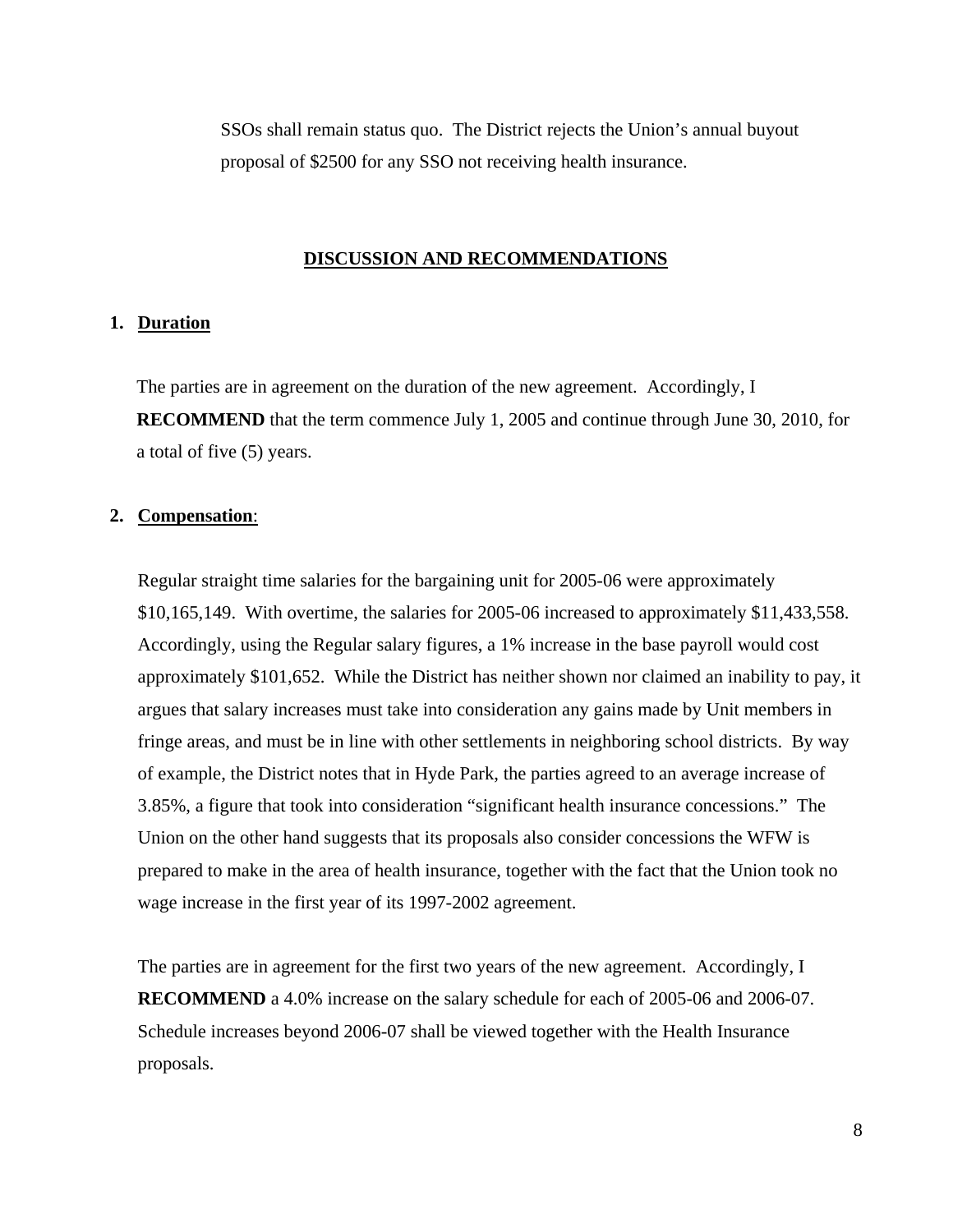SSOs shall remain status quo. The District rejects the Union's annual buyout proposal of $2500 for any SSO not receiving health insurance.

## DISCUSSION AND RECOMMENDATIONS

### 1. Duration

The parties are in agreement on the duration of the new agreement. Accordingly, I **RECOMMEND** that the term commence July 1, 2005 and continue through June 30, 2010, for a total of five (5) years.

### 2. Compensation:

Regular straight time salaries for the bargaining unit for 2005-06 were approximately $10,165,149. With overtime, the salaries for 2005-06 increased to approximately $11,433,558. Accordingly, using the Regular salary figures, a 1% increase in the base payroll would cost approximately $101,652. While the District has neither shown nor claimed an inability to pay, it argues that salary increases must take into consideration any gains made by Unit members in fringe areas, and must be in line with other settlements in neighboring school districts. By way of example, the District notes that in Hyde Park, the parties agreed to an average increase of 3.85%, a figure that took into consideration "significant health insurance concessions." The Union on the other hand suggests that its proposals also consider concessions the WFW is prepared to make in the area of health insurance, together with the fact that the Union took no wage increase in the first year of its 1997-2002 agreement.

The parties are in agreement for the first two years of the new agreement. Accordingly, I **RECOMMEND** a 4.0% increase on the salary schedule for each of 2005-06 and 2006-07. Schedule increases beyond 2006-07 shall be viewed together with the Health Insurance proposals.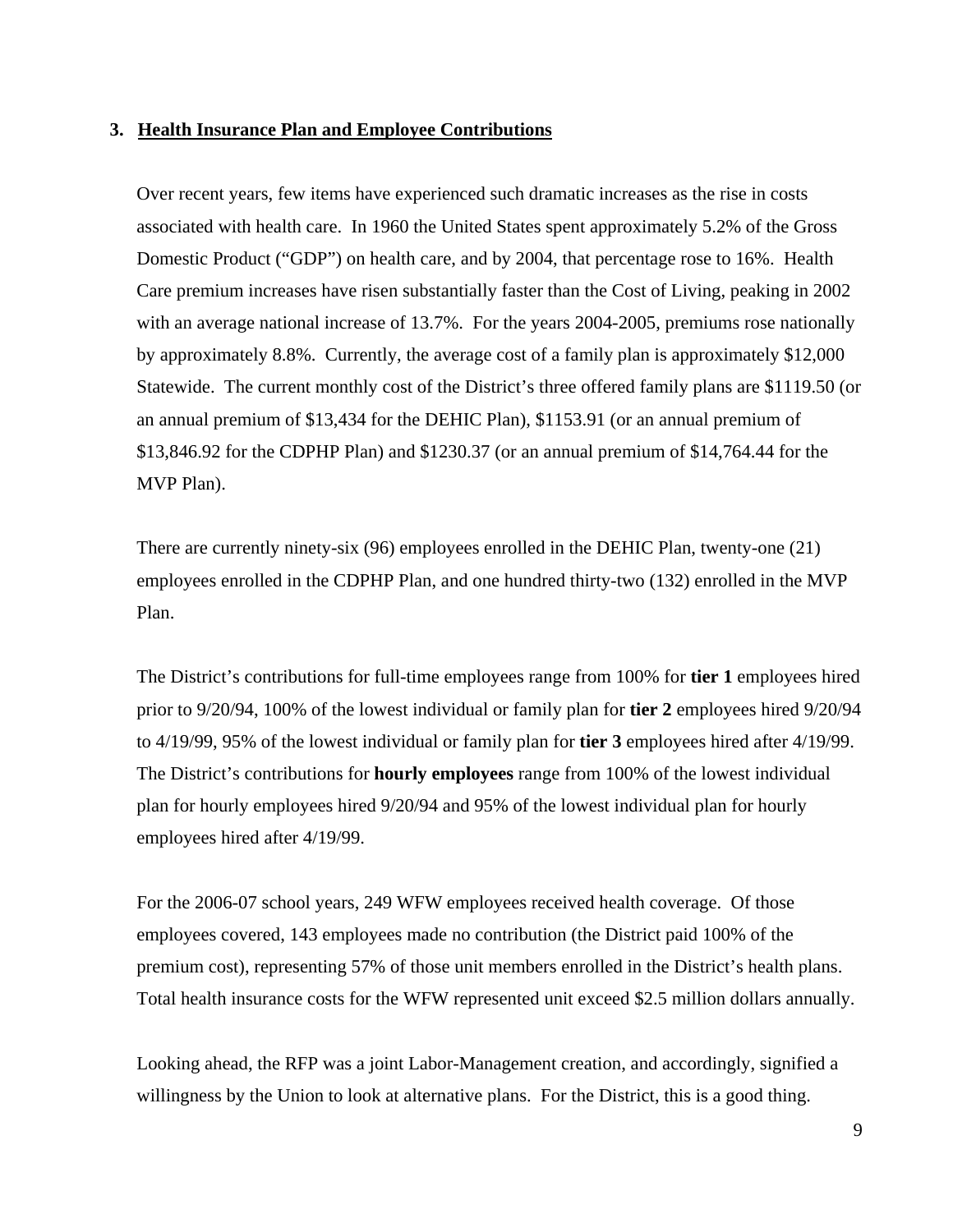### 3. Health Insurance Plan and Employee Contributions

Over recent years, few items have experienced such dramatic increases as the rise in costs associated with health care. In 1960 the United States spent approximately 5.2% of the Gross Domestic Product ("GDP") on health care, and by 2004, that percentage rose to 16%. Health Care premium increases have risen substantially faster than the Cost of Living, peaking in 2002 with an average national increase of 13.7%. For the years 2004-2005, premiums rose nationally by approximately 8.8%. Currently, the average cost of a family plan is approximately $12,000 Statewide. The current monthly cost of the District's three offered family plans are $1119.50 (or an annual premium of $13,434 for the DEHIC Plan), $1153.91 (or an annual premium of $13,846.92 for the CDPHP Plan) and $1230.37 (or an annual premium of $14,764.44 for the MVP Plan).

There are currently ninety-six (96) employees enrolled in the DEHIC Plan, twenty-one (21) employees enrolled in the CDPHP Plan, and one hundred thirty-two (132) enrolled in the MVP Plan.

The District's contributions for full-time employees range from 100% for **tier 1** employees hired prior to 9/20/94, 100% of the lowest individual or family plan for **tier 2** employees hired 9/20/94 to 4/19/99, 95% of the lowest individual or family plan for **tier 3** employees hired after 4/19/99. The District's contributions for **hourly employees** range from 100% of the lowest individual plan for hourly employees hired 9/20/94 and 95% of the lowest individual plan for hourly employees hired after 4/19/99.

For the 2006-07 school years, 249 WFW employees received health coverage. Of those employees covered, 143 employees made no contribution (the District paid 100% of the premium cost), representing 57% of those unit members enrolled in the District's health plans. Total health insurance costs for the WFW represented unit exceed $2.5 million dollars annually.

Looking ahead, the RFP was a joint Labor-Management creation, and accordingly, signified a willingness by the Union to look at alternative plans. For the District, this is a good thing.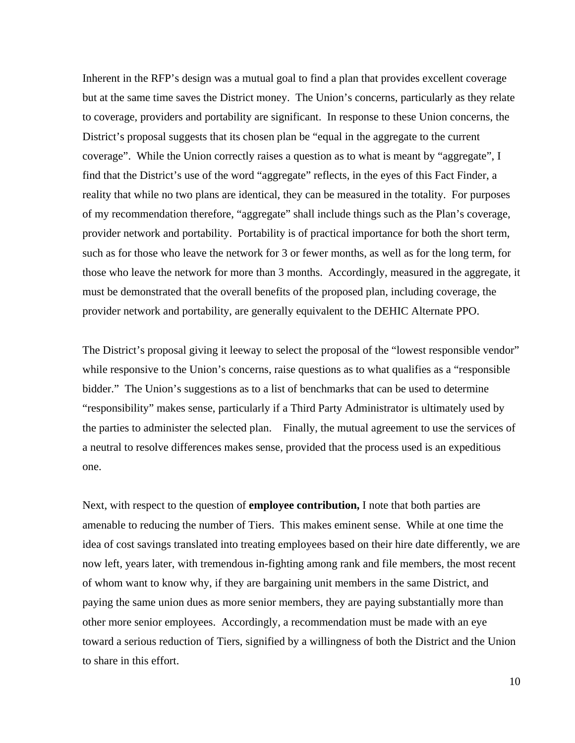Inherent in the RFP's design was a mutual goal to find a plan that provides excellent coverage but at the same time saves the District money. The Union's concerns, particularly as they relate to coverage, providers and portability are significant. In response to these Union concerns, the District's proposal suggests that its chosen plan be "equal in the aggregate to the current coverage". While the Union correctly raises a question as to what is meant by "aggregate", I find that the District's use of the word "aggregate" reflects, in the eyes of this Fact Finder, a reality that while no two plans are identical, they can be measured in the totality. For purposes of my recommendation therefore, "aggregate" shall include things such as the Plan's coverage, provider network and portability. Portability is of practical importance for both the short term, such as for those who leave the network for 3 or fewer months, as well as for the long term, for those who leave the network for more than 3 months. Accordingly, measured in the aggregate, it must be demonstrated that the overall benefits of the proposed plan, including coverage, the provider network and portability, are generally equivalent to the DEHIC Alternate PPO.

The District's proposal giving it leeway to select the proposal of the "lowest responsible vendor" while responsive to the Union's concerns, raise questions as to what qualifies as a "responsible bidder." The Union's suggestions as to a list of benchmarks that can be used to determine "responsibility" makes sense, particularly if a Third Party Administrator is ultimately used by the parties to administer the selected plan. Finally, the mutual agreement to use the services of a neutral to resolve differences makes sense, provided that the process used is an expeditious one.

Next, with respect to the question of **employee contribution,** I note that both parties are amenable to reducing the number of Tiers. This makes eminent sense. While at one time the idea of cost savings translated into treating employees based on their hire date differently, we are now left, years later, with tremendous in-fighting among rank and file members, the most recent of whom want to know why, if they are bargaining unit members in the same District, and paying the same union dues as more senior members, they are paying substantially more than other more senior employees. Accordingly, a recommendation must be made with an eye toward a serious reduction of Tiers, signified by a willingness of both the District and the Union to share in this effort.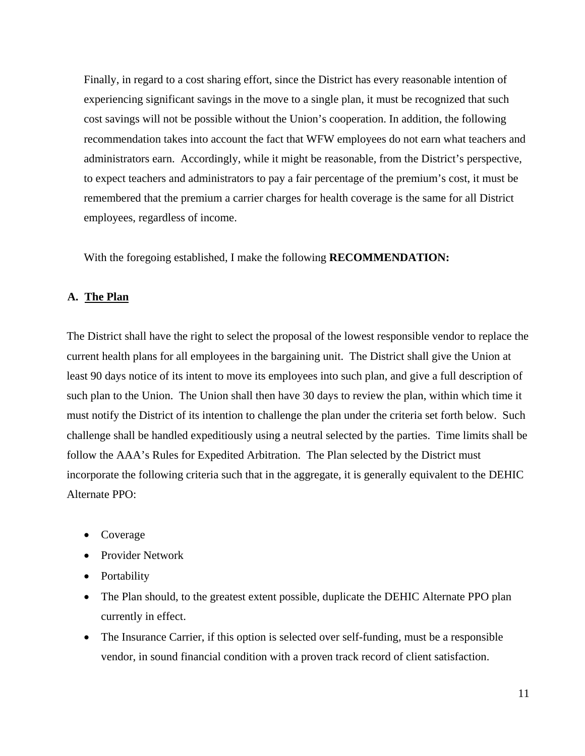Finally, in regard to a cost sharing effort, since the District has every reasonable intention of experiencing significant savings in the move to a single plan, it must be recognized that such cost savings will not be possible without the Union's cooperation. In addition, the following recommendation takes into account the fact that WFW employees do not earn what teachers and administrators earn. Accordingly, while it might be reasonable, from the District's perspective, to expect teachers and administrators to pay a fair percentage of the premium's cost, it must be remembered that the premium a carrier charges for health coverage is the same for all District employees, regardless of income.

With the foregoing established, I make the following **RECOMMENDATION:**

## A. <u>The Plan</u>

The District shall have the right to select the proposal of the lowest responsible vendor to replace the current health plans for all employees in the bargaining unit. The District shall give the Union at least 90 days notice of its intent to move its employees into such plan, and give a full description of such plan to the Union. The Union shall then have 30 days to review the plan, within which time it must notify the District of its intention to challenge the plan under the criteria set forth below. Such challenge shall be handled expeditiously using a neutral selected by the parties. Time limits shall be follow the AAA's Rules for Expedited Arbitration. The Plan selected by the District must incorporate the following criteria such that in the aggregate, it is generally equivalent to the DEHIC Alternate PPO:

- Coverage
- Provider Network
- Portability
- The Plan should, to the greatest extent possible, duplicate the DEHIC Alternate PPO plan currently in effect.
- The Insurance Carrier, if this option is selected over self-funding, must be a responsible vendor, in sound financial condition with a proven track record of client satisfaction.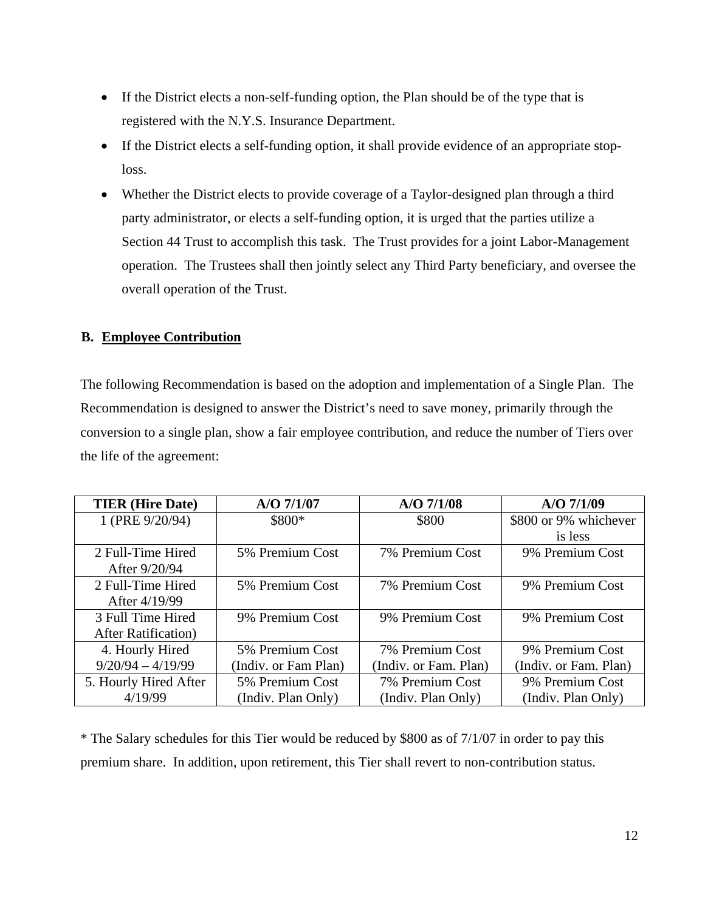- If the District elects a non-self-funding option, the Plan should be of the type that is registered with the N.Y.S. Insurance Department.
- If the District elects a self-funding option, it shall provide evidence of an appropriate stop-loss.
- Whether the District elects to provide coverage of a Taylor-designed plan through a third party administrator, or elects a self-funding option, it is urged that the parties utilize a Section 44 Trust to accomplish this task. The Trust provides for a joint Labor-Management operation. The Trustees shall then jointly select any Third Party beneficiary, and oversee the overall operation of the Trust.

**B. Employee Contribution**

The following Recommendation is based on the adoption and implementation of a Single Plan. The Recommendation is designed to answer the District's need to save money, primarily through the conversion to a single plan, show a fair employee contribution, and reduce the number of Tiers over the life of the agreement:

| TIER (Hire Date) | A/O 7/1/07 | A/O 7/1/08 | A/O 7/1/09 |
|---|---|---|---|
| 1 (PRE 9/20/94) | $800* | $800 | $800 or 9% whichever is less |
| 2 Full-Time Hired After 9/20/94 | 5% Premium Cost | 7% Premium Cost | 9% Premium Cost |
| 2 Full-Time Hired After 4/19/99 | 5% Premium Cost | 7% Premium Cost | 9% Premium Cost |
| 3 Full Time Hired After Ratification) | 9% Premium Cost | 9% Premium Cost | 9% Premium Cost |
| 4. Hourly Hired 9/20/94 – 4/19/99 | 5% Premium Cost (Indiv. or Fam Plan) | 7% Premium Cost (Indiv. or Fam. Plan) | 9% Premium Cost (Indiv. or Fam. Plan) |
| 5. Hourly Hired After 4/19/99 | 5% Premium Cost (Indiv. Plan Only) | 7% Premium Cost (Indiv. Plan Only) | 9% Premium Cost (Indiv. Plan Only) |

* The Salary schedules for this Tier would be reduced by $800 as of 7/1/07 in order to pay this premium share. In addition, upon retirement, this Tier shall revert to non-contribution status.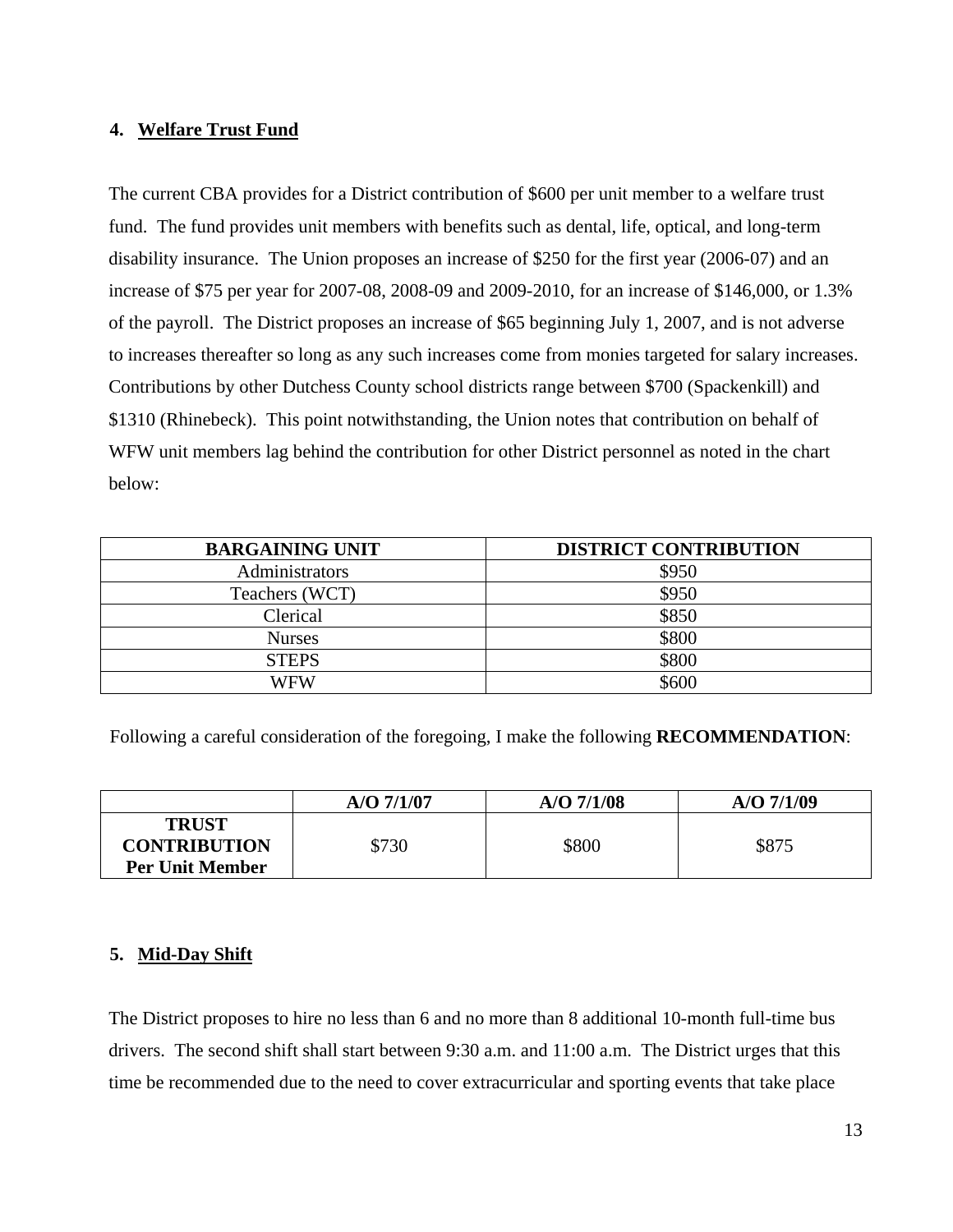### 4. Welfare Trust Fund

The current CBA provides for a District contribution of $600 per unit member to a welfare trust fund. The fund provides unit members with benefits such as dental, life, optical, and long-term disability insurance. The Union proposes an increase of $250 for the first year (2006-07) and an increase of $75 per year for 2007-08, 2008-09 and 2009-2010, for an increase of $146,000, or 1.3% of the payroll. The District proposes an increase of $65 beginning July 1, 2007, and is not adverse to increases thereafter so long as any such increases come from monies targeted for salary increases. Contributions by other Dutchess County school districts range between $700 (Spackenkill) and $1310 (Rhinebeck). This point notwithstanding, the Union notes that contribution on behalf of WFW unit members lag behind the contribution for other District personnel as noted in the chart below:

| BARGAINING UNIT | DISTRICT CONTRIBUTION |
|---|---|
| Administrators | $950 |
| Teachers (WCT) | $950 |
| Clerical | $850 |
| Nurses | $800 |
| STEPS | $800 |
| WFW | $600 |

Following a careful consideration of the foregoing, I make the following **RECOMMENDATION**:

| | A/O 7/1/07 | A/O 7/1/08 | A/O 7/1/09 |
|---|---|---|---|
| **TRUST CONTRIBUTION Per Unit Member** | $730 | $800 | $875 |

### 5. Mid-Day Shift

The District proposes to hire no less than 6 and no more than 8 additional 10-month full-time bus drivers. The second shift shall start between 9:30 a.m. and 11:00 a.m. The District urges that this time be recommended due to the need to cover extracurricular and sporting events that take place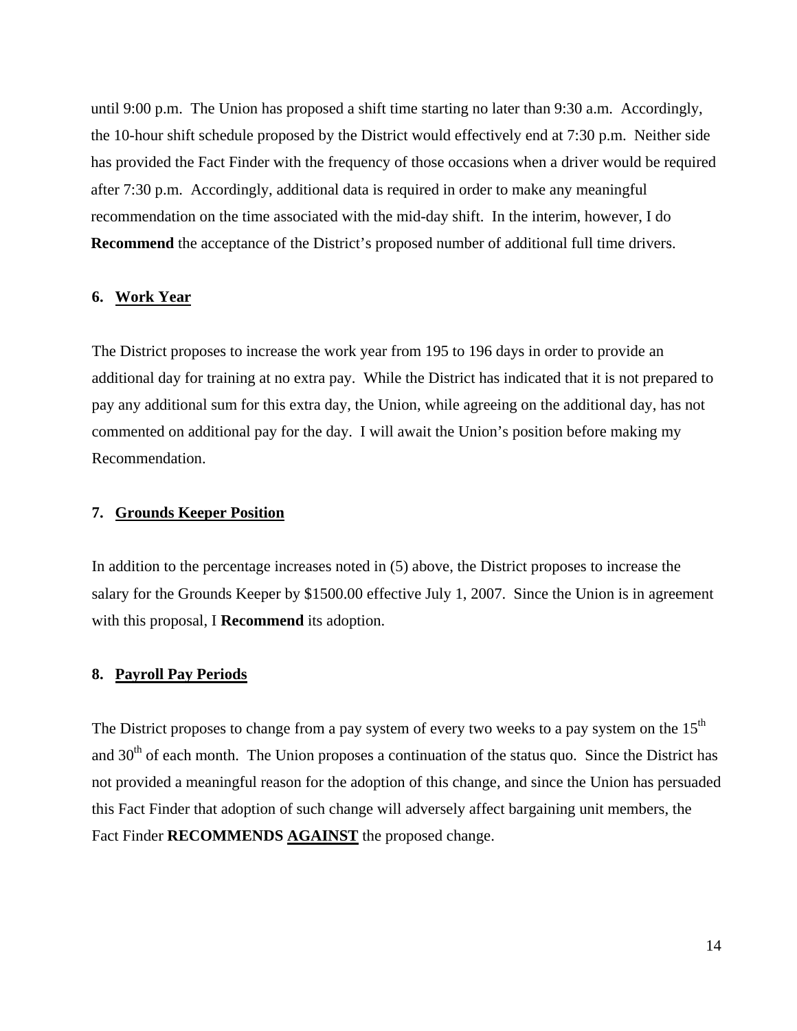until 9:00 p.m. The Union has proposed a shift time starting no later than 9:30 a.m. Accordingly, the 10-hour shift schedule proposed by the District would effectively end at 7:30 p.m. Neither side has provided the Fact Finder with the frequency of those occasions when a driver would be required after 7:30 p.m. Accordingly, additional data is required in order to make any meaningful recommendation on the time associated with the mid-day shift. In the interim, however, I do **Recommend** the acceptance of the District's proposed number of additional full time drivers.

### 6. Work Year

The District proposes to increase the work year from 195 to 196 days in order to provide an additional day for training at no extra pay. While the District has indicated that it is not prepared to pay any additional sum for this extra day, the Union, while agreeing on the additional day, has not commented on additional pay for the day. I will await the Union's position before making my Recommendation.

### 7. Grounds Keeper Position

In addition to the percentage increases noted in (5) above, the District proposes to increase the salary for the Grounds Keeper by $1500.00 effective July 1, 2007. Since the Union is in agreement with this proposal, I **Recommend** its adoption.

### 8. Payroll Pay Periods

The District proposes to change from a pay system of every two weeks to a pay system on the 15th and 30th of each month. The Union proposes a continuation of the status quo. Since the District has not provided a meaningful reason for the adoption of this change, and since the Union has persuaded this Fact Finder that adoption of such change will adversely affect bargaining unit members, the Fact Finder **RECOMMENDS AGAINST** the proposed change.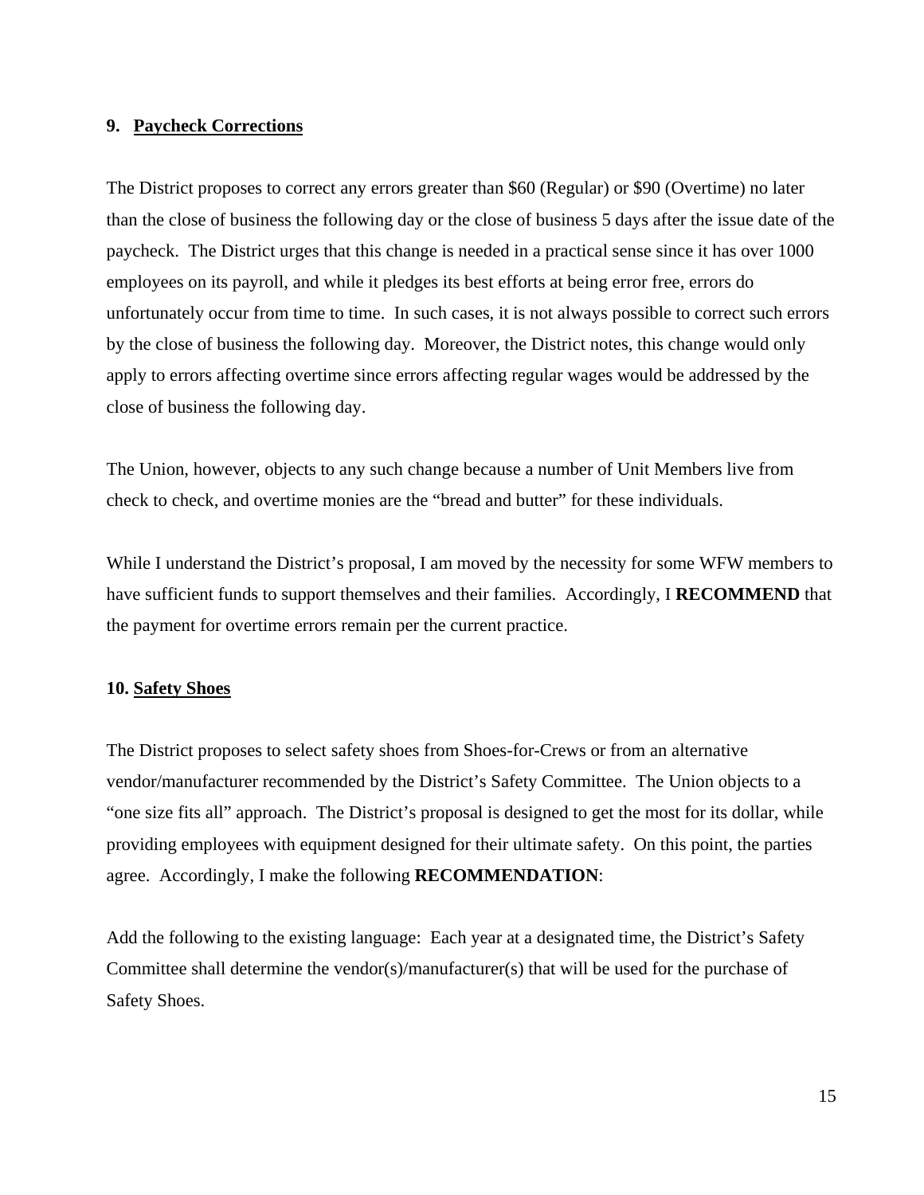**9. Paycheck Corrections**

The District proposes to correct any errors greater than $60 (Regular) or $90 (Overtime) no later than the close of business the following day or the close of business 5 days after the issue date of the paycheck. The District urges that this change is needed in a practical sense since it has over 1000 employees on its payroll, and while it pledges its best efforts at being error free, errors do unfortunately occur from time to time. In such cases, it is not always possible to correct such errors by the close of business the following day. Moreover, the District notes, this change would only apply to errors affecting overtime since errors affecting regular wages would be addressed by the close of business the following day.

The Union, however, objects to any such change because a number of Unit Members live from check to check, and overtime monies are the "bread and butter" for these individuals.

While I understand the District's proposal, I am moved by the necessity for some WFW members to have sufficient funds to support themselves and their families. Accordingly, I **RECOMMEND** that the payment for overtime errors remain per the current practice.

**10. Safety Shoes**

The District proposes to select safety shoes from Shoes-for-Crews or from an alternative vendor/manufacturer recommended by the District's Safety Committee. The Union objects to a "one size fits all" approach. The District's proposal is designed to get the most for its dollar, while providing employees with equipment designed for their ultimate safety. On this point, the parties agree. Accordingly, I make the following **RECOMMENDATION**:

Add the following to the existing language: Each year at a designated time, the District's Safety Committee shall determine the vendor(s)/manufacturer(s) that will be used for the purchase of Safety Shoes.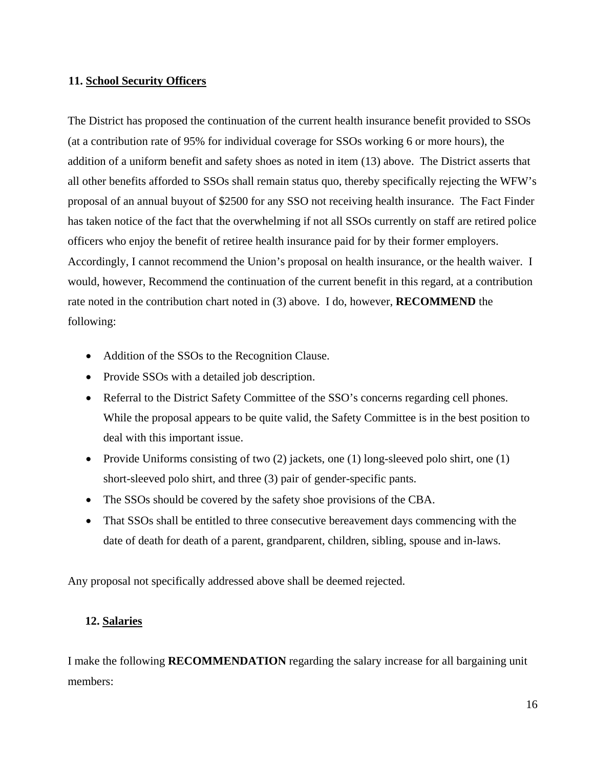**11. <u>School Security Officers</u>**

The District has proposed the continuation of the current health insurance benefit provided to SSOs (at a contribution rate of 95% for individual coverage for SSOs working 6 or more hours), the addition of a uniform benefit and safety shoes as noted in item (13) above. The District asserts that all other benefits afforded to SSOs shall remain status quo, thereby specifically rejecting the WFW's proposal of an annual buyout of $2500 for any SSO not receiving health insurance. The Fact Finder has taken notice of the fact that the overwhelming if not all SSOs currently on staff are retired police officers who enjoy the benefit of retiree health insurance paid for by their former employers. Accordingly, I cannot recommend the Union's proposal on health insurance, or the health waiver. I would, however, Recommend the continuation of the current benefit in this regard, at a contribution rate noted in the contribution chart noted in (3) above. I do, however, **RECOMMEND** the following:

- Addition of the SSOs to the Recognition Clause.
- Provide SSOs with a detailed job description.
- Referral to the District Safety Committee of the SSO's concerns regarding cell phones. While the proposal appears to be quite valid, the Safety Committee is in the best position to deal with this important issue.
- Provide Uniforms consisting of two (2) jackets, one (1) long-sleeved polo shirt, one (1) short-sleeved polo shirt, and three (3) pair of gender-specific pants.
- The SSOs should be covered by the safety shoe provisions of the CBA.
- That SSOs shall be entitled to three consecutive bereavement days commencing with the date of death for death of a parent, grandparent, children, sibling, spouse and in-laws.

Any proposal not specifically addressed above shall be deemed rejected.

**12. <u>Salaries</u>**

I make the following **RECOMMENDATION** regarding the salary increase for all bargaining unit members: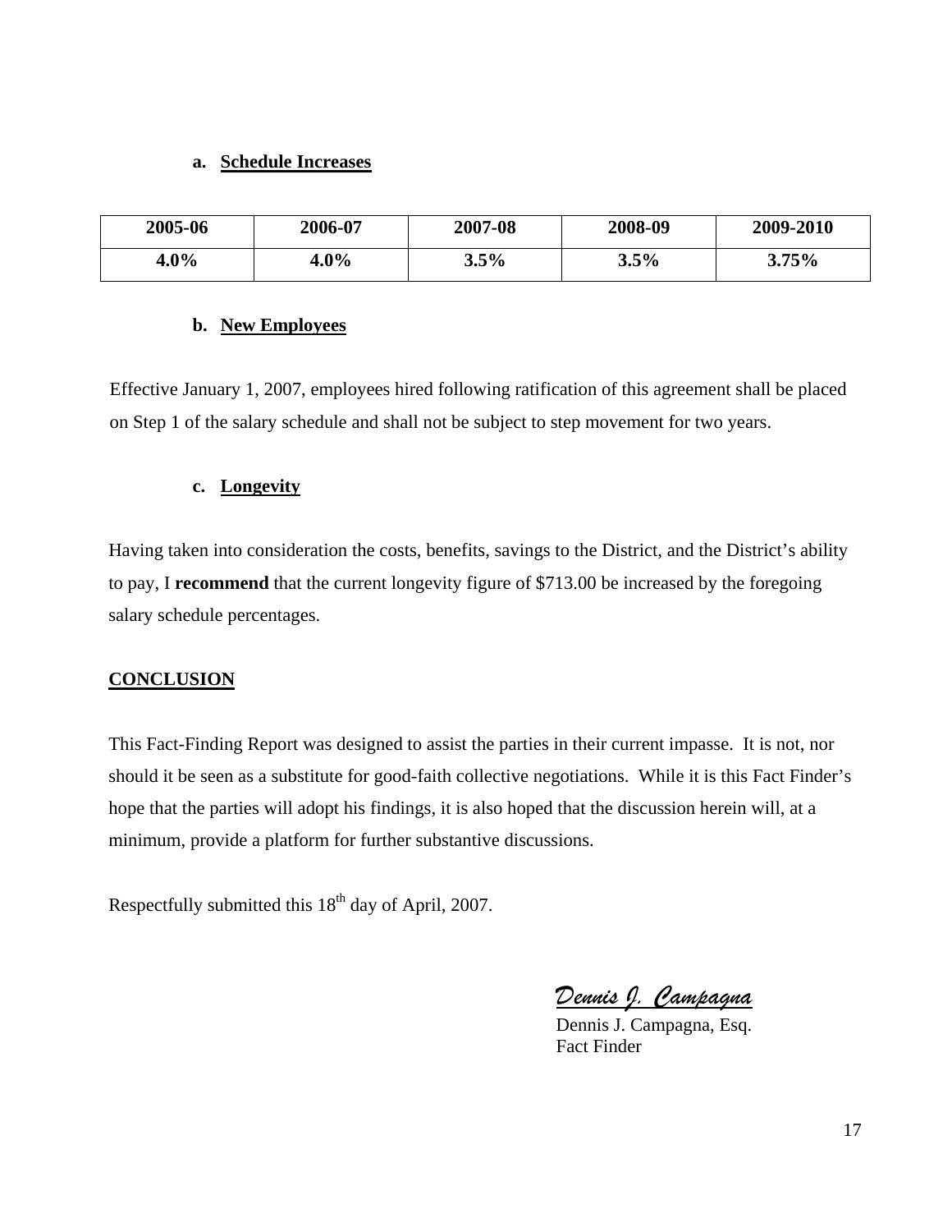**a. Schedule Increases**

| 2005-06 | 2006-07 | 2007-08 | 2008-09 | 2009-2010 |
|---|---|---|---|---|
| **4.0%** | **4.0%** | **3.5%** | **3.5%** | **3.75%** |

**b. New Employees**

Effective January 1, 2007, employees hired following ratification of this agreement shall be placed on Step 1 of the salary schedule and shall not be subject to step movement for two years.

**c. Longevity**

Having taken into consideration the costs, benefits, savings to the District, and the District's ability to pay, I **recommend** that the current longevity figure of $713.00 be increased by the foregoing salary schedule percentages.

**CONCLUSION**

This Fact-Finding Report was designed to assist the parties in their current impasse. It is not, nor should it be seen as a substitute for good-faith collective negotiations. While it is this Fact Finder's hope that the parties will adopt his findings, it is also hoped that the discussion herein will, at a minimum, provide a platform for further substantive discussions.

Respectfully submitted this 18th day of April, 2007.

*Dennis J. Campagna*

Dennis J. Campagna, Esq.
Fact Finder